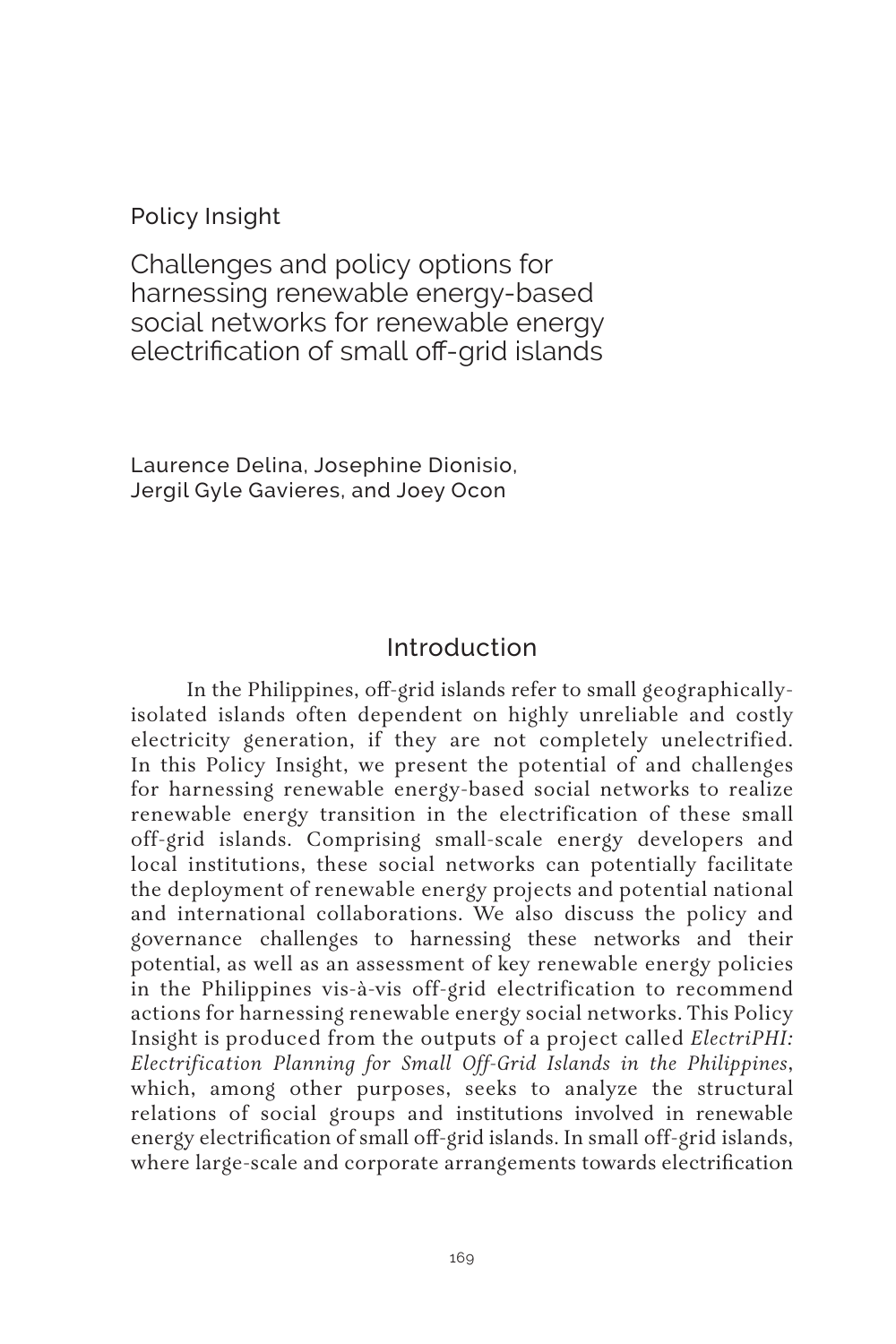Policy Insight

# Challenges and policy options for harnessing renewable energy-based social networks for renewable energy electrification of small off-grid islands

Laurence Delina, Josephine Dionisio, Jergil Gyle Gavieres, and Joey Ocon

## Introduction

In the Philippines, off-grid islands refer to small geographically-isolated islands often dependent on highly unreliable and costly electricity generation, if they are not completely unelectrified. In this Policy Insight, we present the potential of and challenges for harnessing renewable energy-based social networks to realize renewable energy transition in the electrification of these small off-grid islands. Comprising small-scale energy developers and local institutions, these social networks can potentially facilitate the deployment of renewable energy projects and potential national and international collaborations. We also discuss the policy and governance challenges to harnessing these networks and their potential, as well as an assessment of key renewable energy policies in the Philippines vis-à-vis off-grid electrification to recommend actions for harnessing renewable energy social networks. This Policy Insight is produced from the outputs of a project called *ElectriPHI: Electrification Planning for Small Off-Grid Islands in the Philippines*, which, among other purposes, seeks to analyze the structural relations of social groups and institutions involved in renewable energy electrification of small off-grid islands. In small off-grid islands, where large-scale and corporate arrangements towards electrification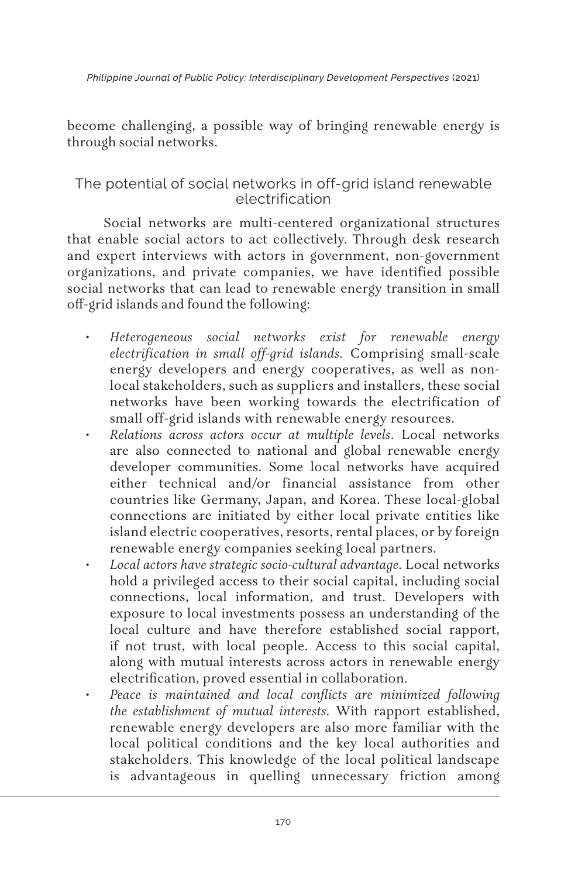become challenging, a possible way of bringing renewable energy is through social networks.

## The potential of social networks in off-grid island renewable electrification

Social networks are multi-centered organizational structures that enable social actors to act collectively. Through desk research and expert interviews with actors in government, non-government organizations, and private companies, we have identified possible social networks that can lead to renewable energy transition in small off-grid islands and found the following:

- *Heterogeneous social networks exist for renewable energy electrification in small off-grid islands.* Comprising small-scale energy developers and energy cooperatives, as well as non-local stakeholders, such as suppliers and installers, these social networks have been working towards the electrification of small off-grid islands with renewable energy resources.
- *Relations across actors occur at multiple levels*. Local networks are also connected to national and global renewable energy developer communities. Some local networks have acquired either technical and/or financial assistance from other countries like Germany, Japan, and Korea. These local-global connections are initiated by either local private entities like island electric cooperatives, resorts, rental places, or by foreign renewable energy companies seeking local partners.
- *Local actors have strategic socio-cultural advantage*. Local networks hold a privileged access to their social capital, including social connections, local information, and trust. Developers with exposure to local investments possess an understanding of the local culture and have therefore established social rapport, if not trust, with local people. Access to this social capital, along with mutual interests across actors in renewable energy electrification, proved essential in collaboration.
- *Peace is maintained and local conflicts are minimized following the establishment of mutual interests.* With rapport established, renewable energy developers are also more familiar with the local political conditions and the key local authorities and stakeholders. This knowledge of the local political landscape is advantageous in quelling unnecessary friction among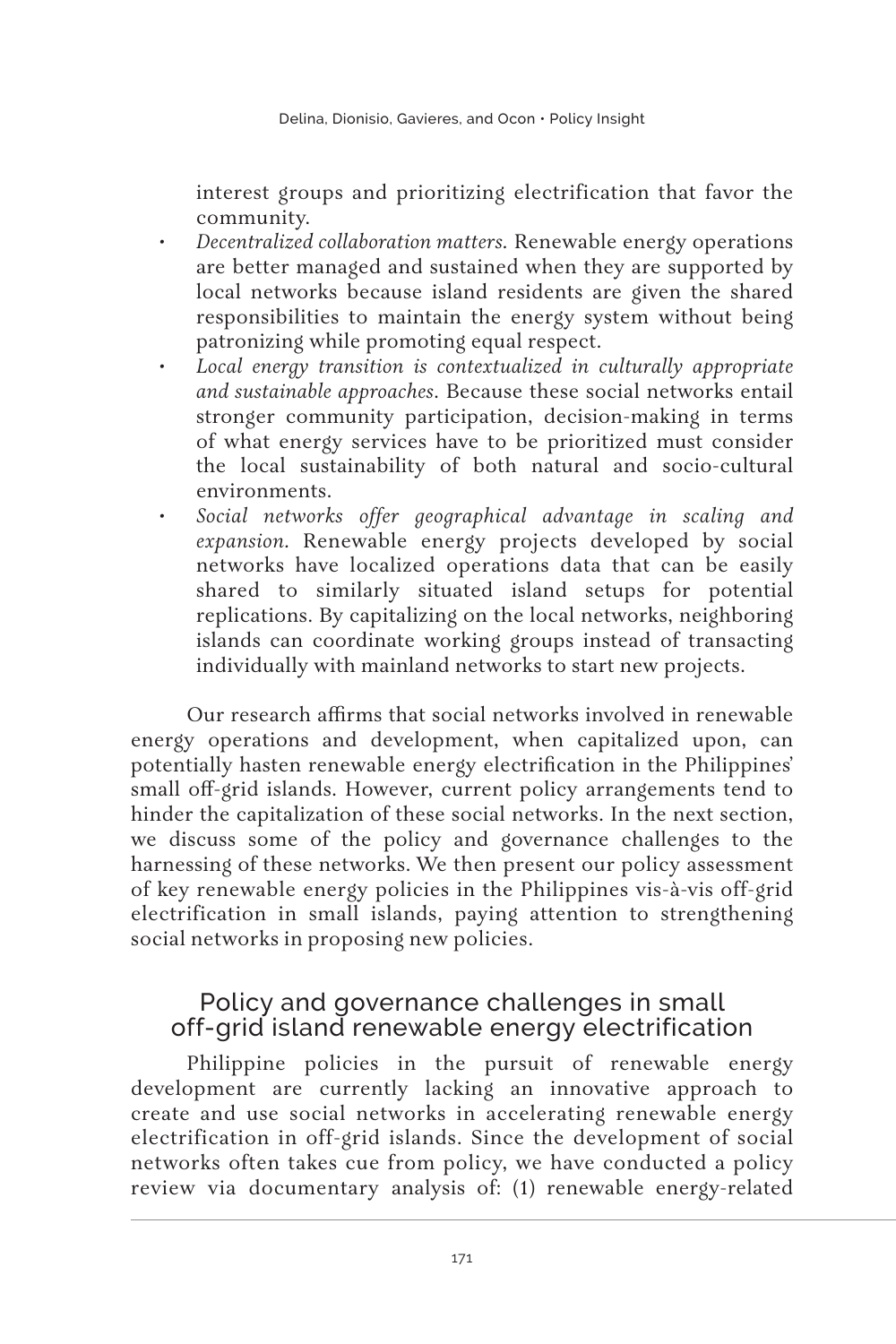interest groups and prioritizing electrification that favor the community.

- *Decentralized collaboration matters.* Renewable energy operations are better managed and sustained when they are supported by local networks because island residents are given the shared responsibilities to maintain the energy system without being patronizing while promoting equal respect.
- *Local energy transition is contextualized in culturally appropriate and sustainable approaches.* Because these social networks entail stronger community participation, decision-making in terms of what energy services have to be prioritized must consider the local sustainability of both natural and socio-cultural environments.
- *Social networks offer geographical advantage in scaling and expansion.* Renewable energy projects developed by social networks have localized operations data that can be easily shared to similarly situated island setups for potential replications. By capitalizing on the local networks, neighboring islands can coordinate working groups instead of transacting individually with mainland networks to start new projects.

Our research affirms that social networks involved in renewable energy operations and development, when capitalized upon, can potentially hasten renewable energy electrification in the Philippines' small off-grid islands. However, current policy arrangements tend to hinder the capitalization of these social networks. In the next section, we discuss some of the policy and governance challenges to the harnessing of these networks. We then present our policy assessment of key renewable energy policies in the Philippines vis-à-vis off-grid electrification in small islands, paying attention to strengthening social networks in proposing new policies.

## Policy and governance challenges in small off-grid island renewable energy electrification

Philippine policies in the pursuit of renewable energy development are currently lacking an innovative approach to create and use social networks in accelerating renewable energy electrification in off-grid islands. Since the development of social networks often takes cue from policy, we have conducted a policy review via documentary analysis of: (1) renewable energy-related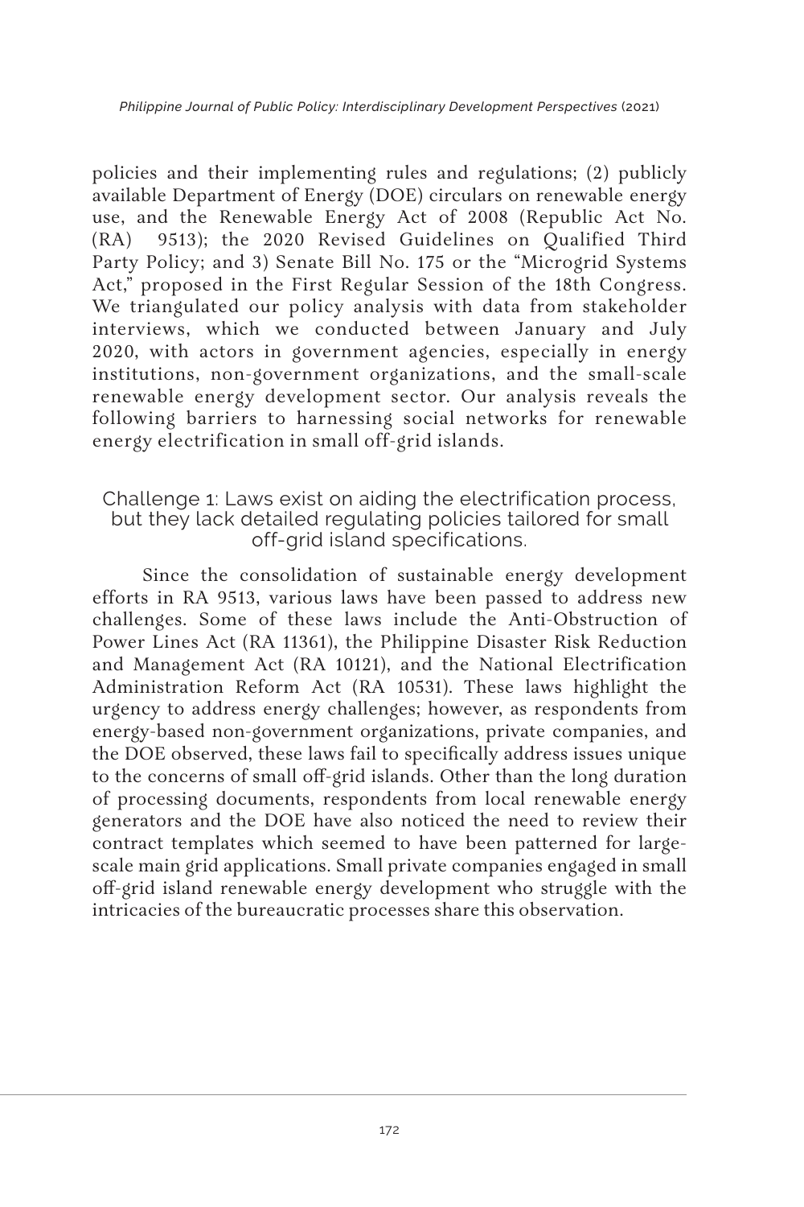policies and their implementing rules and regulations; (2) publicly available Department of Energy (DOE) circulars on renewable energy use, and the Renewable Energy Act of 2008 (Republic Act No. (RA) 9513); the 2020 Revised Guidelines on Qualified Third Party Policy; and 3) Senate Bill No. 175 or the "Microgrid Systems Act," proposed in the First Regular Session of the 18th Congress. We triangulated our policy analysis with data from stakeholder interviews, which we conducted between January and July 2020, with actors in government agencies, especially in energy institutions, non-government organizations, and the small-scale renewable energy development sector. Our analysis reveals the following barriers to harnessing social networks for renewable energy electrification in small off-grid islands.

### Challenge 1: Laws exist on aiding the electrification process, but they lack detailed regulating policies tailored for small off-grid island specifications.

Since the consolidation of sustainable energy development efforts in RA 9513, various laws have been passed to address new challenges. Some of these laws include the Anti-Obstruction of Power Lines Act (RA 11361), the Philippine Disaster Risk Reduction and Management Act (RA 10121), and the National Electrification Administration Reform Act (RA 10531). These laws highlight the urgency to address energy challenges; however, as respondents from energy-based non-government organizations, private companies, and the DOE observed, these laws fail to specifically address issues unique to the concerns of small off-grid islands. Other than the long duration of processing documents, respondents from local renewable energy generators and the DOE have also noticed the need to review their contract templates which seemed to have been patterned for large-scale main grid applications. Small private companies engaged in small off-grid island renewable energy development who struggle with the intricacies of the bureaucratic processes share this observation.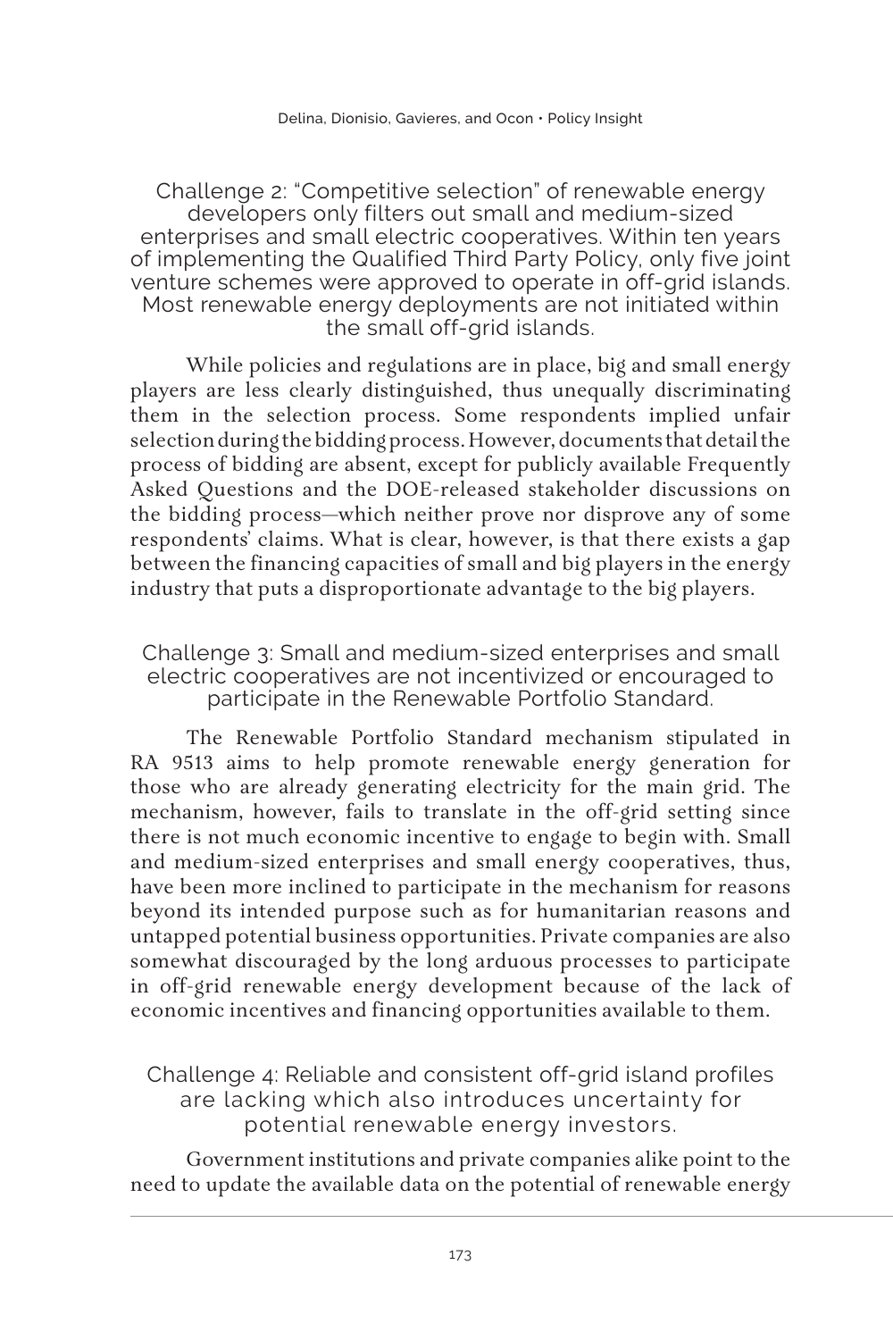### Challenge 2: "Competitive selection" of renewable energy developers only filters out small and medium-sized enterprises and small electric cooperatives. Within ten years of implementing the Qualified Third Party Policy, only five joint venture schemes were approved to operate in off-grid islands. Most renewable energy deployments are not initiated within the small off-grid islands.

While policies and regulations are in place, big and small energy players are less clearly distinguished, thus unequally discriminating them in the selection process. Some respondents implied unfair selection during the bidding process. However, documents that detail the process of bidding are absent, except for publicly available Frequently Asked Questions and the DOE-released stakeholder discussions on the bidding process—which neither prove nor disprove any of some respondents' claims. What is clear, however, is that there exists a gap between the financing capacities of small and big players in the energy industry that puts a disproportionate advantage to the big players.

### Challenge 3: Small and medium-sized enterprises and small electric cooperatives are not incentivized or encouraged to participate in the Renewable Portfolio Standard.

The Renewable Portfolio Standard mechanism stipulated in RA 9513 aims to help promote renewable energy generation for those who are already generating electricity for the main grid. The mechanism, however, fails to translate in the off-grid setting since there is not much economic incentive to engage to begin with. Small and medium-sized enterprises and small energy cooperatives, thus, have been more inclined to participate in the mechanism for reasons beyond its intended purpose such as for humanitarian reasons and untapped potential business opportunities. Private companies are also somewhat discouraged by the long arduous processes to participate in off-grid renewable energy development because of the lack of economic incentives and financing opportunities available to them.

### Challenge 4: Reliable and consistent off-grid island profiles are lacking which also introduces uncertainty for potential renewable energy investors.

Government institutions and private companies alike point to the need to update the available data on the potential of renewable energy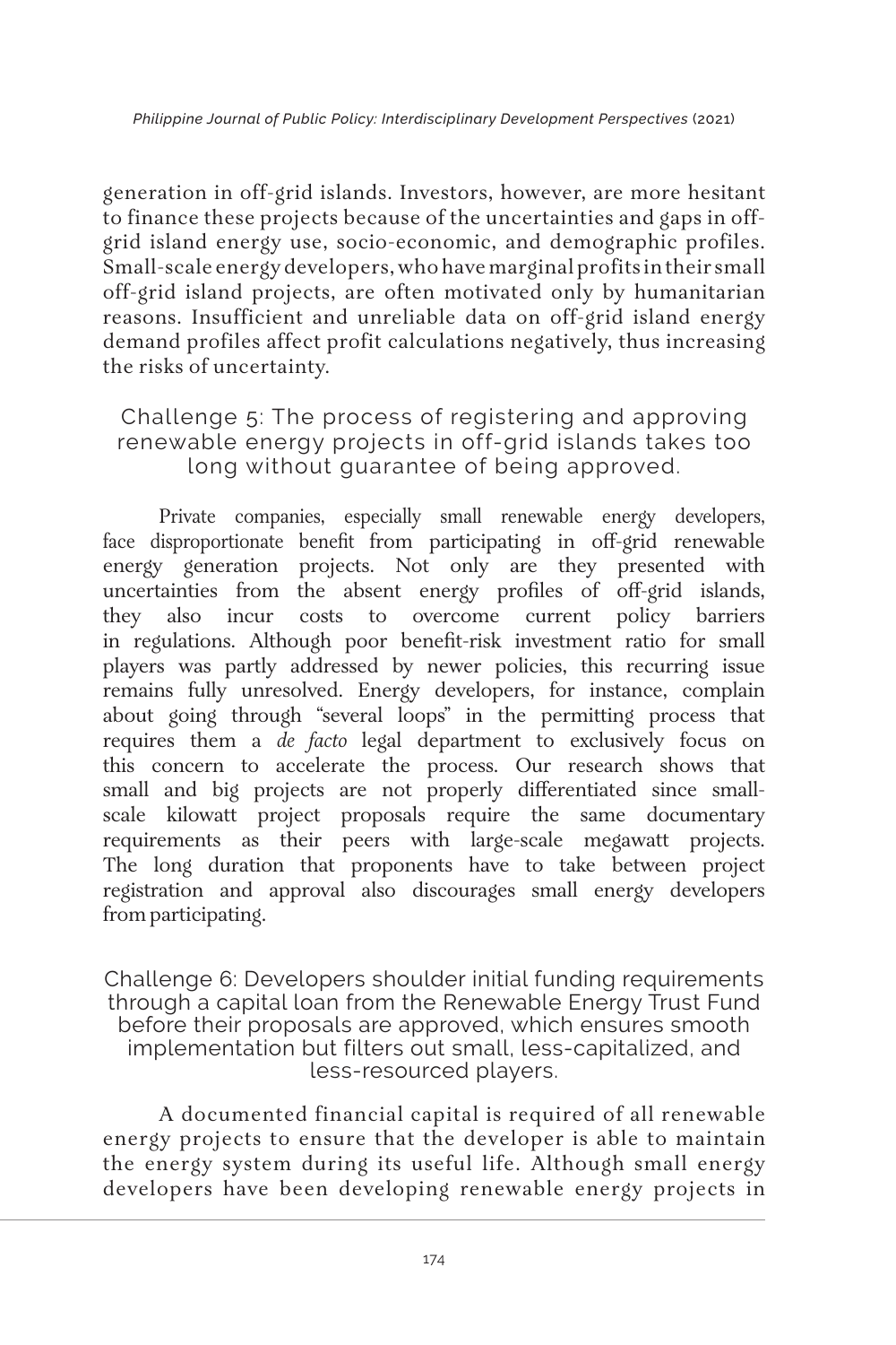generation in off-grid islands. Investors, however, are more hesitant to finance these projects because of the uncertainties and gaps in off-grid island energy use, socio-economic, and demographic profiles. Small-scale energy developers, who have marginal profits in their small off-grid island projects, are often motivated only by humanitarian reasons. Insufficient and unreliable data on off-grid island energy demand profiles affect profit calculations negatively, thus increasing the risks of uncertainty.

### Challenge 5: The process of registering and approving renewable energy projects in off-grid islands takes too long without guarantee of being approved.

Private companies, especially small renewable energy developers, face disproportionate benefit from participating in off-grid renewable energy generation projects. Not only are they presented with uncertainties from the absent energy profiles of off-grid islands, they also incur costs to overcome current policy barriers in regulations. Although poor benefit-risk investment ratio for small players was partly addressed by newer policies, this recurring issue remains fully unresolved. Energy developers, for instance, complain about going through "several loops" in the permitting process that requires them a *de facto* legal department to exclusively focus on this concern to accelerate the process. Our research shows that small and big projects are not properly differentiated since small-scale kilowatt project proposals require the same documentary requirements as their peers with large-scale megawatt projects. The long duration that proponents have to take between project registration and approval also discourages small energy developers from participating.

### Challenge 6: Developers shoulder initial funding requirements through a capital loan from the Renewable Energy Trust Fund before their proposals are approved, which ensures smooth implementation but filters out small, less-capitalized, and less-resourced players.

A documented financial capital is required of all renewable energy projects to ensure that the developer is able to maintain the energy system during its useful life. Although small energy developers have been developing renewable energy projects in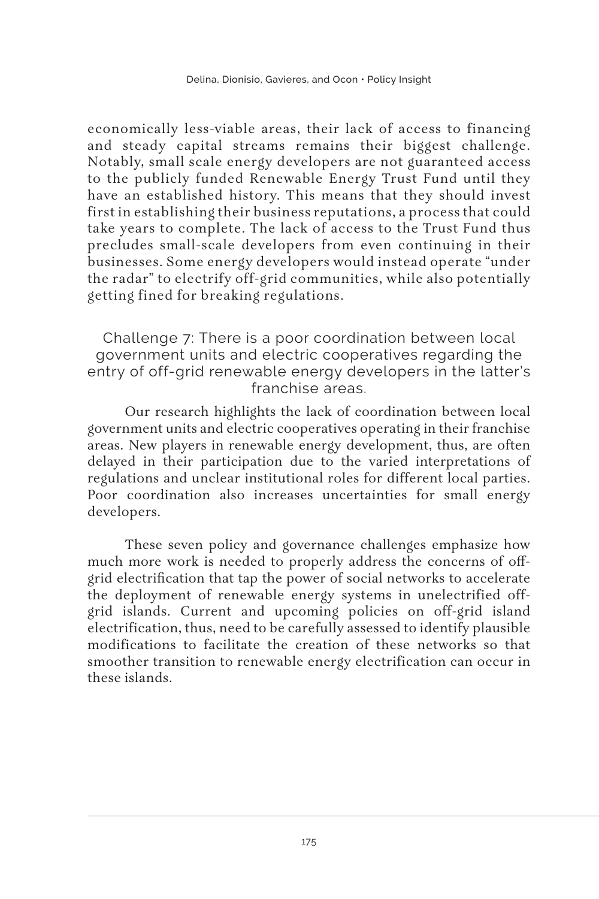economically less-viable areas, their lack of access to financing and steady capital streams remains their biggest challenge. Notably, small scale energy developers are not guaranteed access to the publicly funded Renewable Energy Trust Fund until they have an established history. This means that they should invest first in establishing their business reputations, a process that could take years to complete. The lack of access to the Trust Fund thus precludes small-scale developers from even continuing in their businesses. Some energy developers would instead operate "under the radar" to electrify off-grid communities, while also potentially getting fined for breaking regulations.

### Challenge 7: There is a poor coordination between local government units and electric cooperatives regarding the entry of off-grid renewable energy developers in the latter's franchise areas.

Our research highlights the lack of coordination between local government units and electric cooperatives operating in their franchise areas. New players in renewable energy development, thus, are often delayed in their participation due to the varied interpretations of regulations and unclear institutional roles for different local parties. Poor coordination also increases uncertainties for small energy developers.

These seven policy and governance challenges emphasize how much more work is needed to properly address the concerns of off-grid electrification that tap the power of social networks to accelerate the deployment of renewable energy systems in unelectrified off-grid islands. Current and upcoming policies on off-grid island electrification, thus, need to be carefully assessed to identify plausible modifications to facilitate the creation of these networks so that smoother transition to renewable energy electrification can occur in these islands.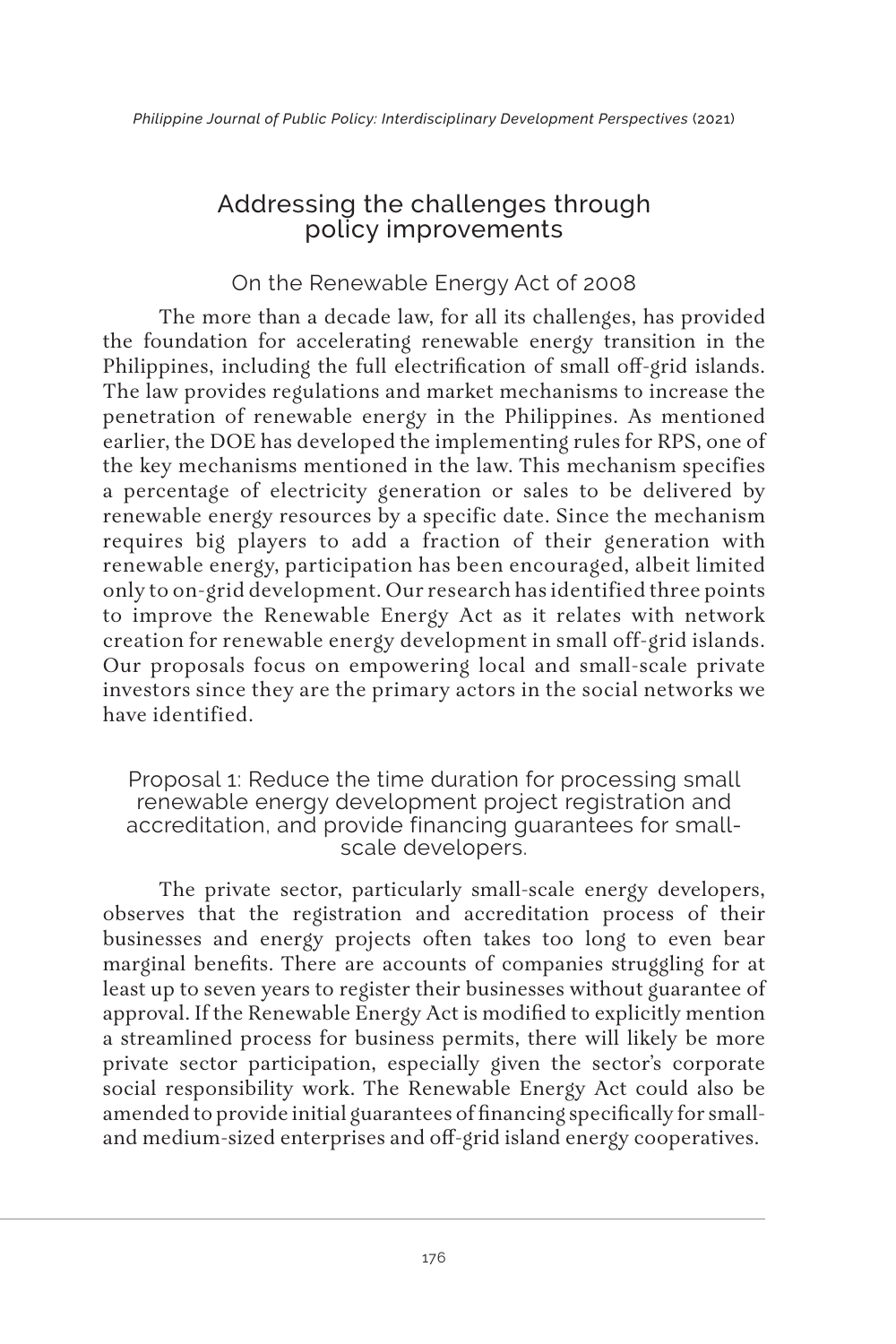## Addressing the challenges through policy improvements

### On the Renewable Energy Act of 2008

The more than a decade law, for all its challenges, has provided the foundation for accelerating renewable energy transition in the Philippines, including the full electrification of small off-grid islands. The law provides regulations and market mechanisms to increase the penetration of renewable energy in the Philippines. As mentioned earlier, the DOE has developed the implementing rules for RPS, one of the key mechanisms mentioned in the law. This mechanism specifies a percentage of electricity generation or sales to be delivered by renewable energy resources by a specific date. Since the mechanism requires big players to add a fraction of their generation with renewable energy, participation has been encouraged, albeit limited only to on-grid development. Our research has identified three points to improve the Renewable Energy Act as it relates with network creation for renewable energy development in small off-grid islands. Our proposals focus on empowering local and small-scale private investors since they are the primary actors in the social networks we have identified.

#### Proposal 1: Reduce the time duration for processing small renewable energy development project registration and accreditation, and provide financing guarantees for small-scale developers.

The private sector, particularly small-scale energy developers, observes that the registration and accreditation process of their businesses and energy projects often takes too long to even bear marginal benefits. There are accounts of companies struggling for at least up to seven years to register their businesses without guarantee of approval. If the Renewable Energy Act is modified to explicitly mention a streamlined process for business permits, there will likely be more private sector participation, especially given the sector's corporate social responsibility work. The Renewable Energy Act could also be amended to provide initial guarantees of financing specifically for small- and medium-sized enterprises and off-grid island energy cooperatives.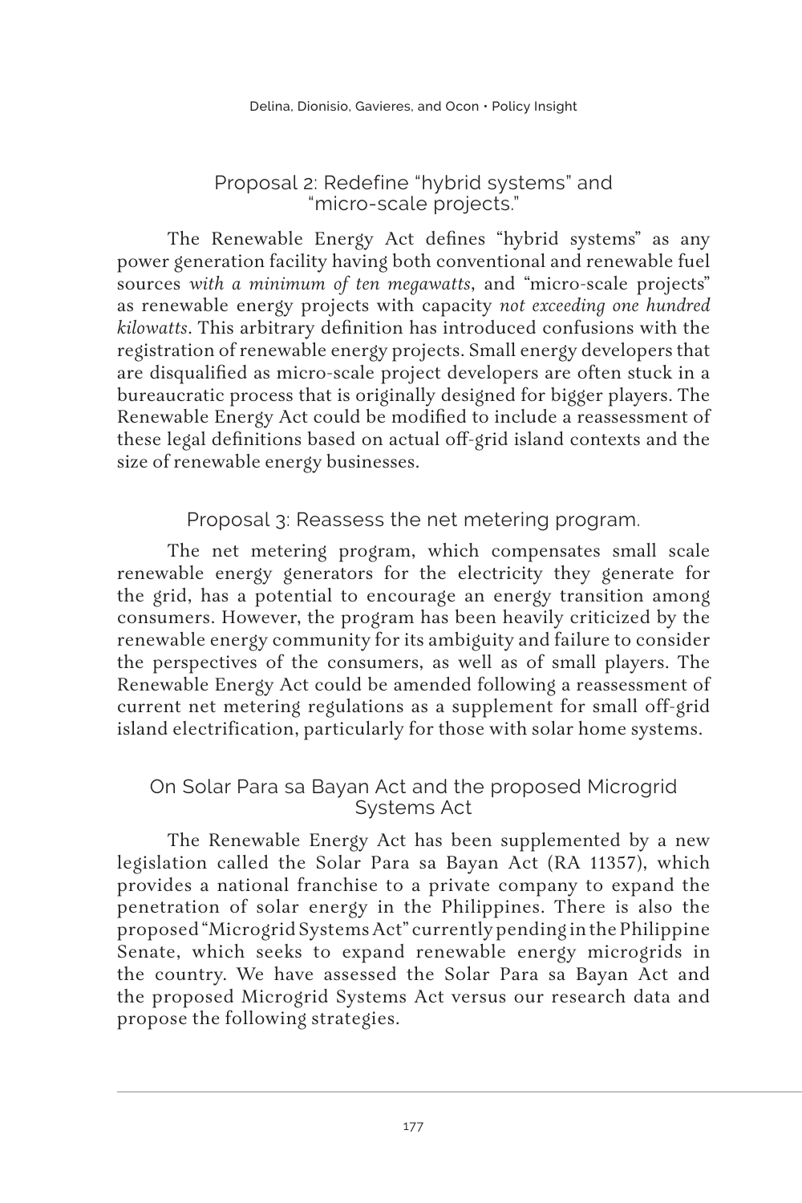### Proposal 2: Redefine "hybrid systems" and "micro-scale projects."

The Renewable Energy Act defines "hybrid systems" as any power generation facility having both conventional and renewable fuel sources *with a minimum of ten megawatts*, and "micro-scale projects" as renewable energy projects with capacity *not exceeding one hundred kilowatts*. This arbitrary definition has introduced confusions with the registration of renewable energy projects. Small energy developers that are disqualified as micro-scale project developers are often stuck in a bureaucratic process that is originally designed for bigger players. The Renewable Energy Act could be modified to include a reassessment of these legal definitions based on actual off-grid island contexts and the size of renewable energy businesses.

### Proposal 3: Reassess the net metering program.

The net metering program, which compensates small scale renewable energy generators for the electricity they generate for the grid, has a potential to encourage an energy transition among consumers. However, the program has been heavily criticized by the renewable energy community for its ambiguity and failure to consider the perspectives of the consumers, as well as of small players. The Renewable Energy Act could be amended following a reassessment of current net metering regulations as a supplement for small off-grid island electrification, particularly for those with solar home systems.

## On Solar Para sa Bayan Act and the proposed Microgrid Systems Act

The Renewable Energy Act has been supplemented by a new legislation called the Solar Para sa Bayan Act (RA 11357), which provides a national franchise to a private company to expand the penetration of solar energy in the Philippines. There is also the proposed "Microgrid Systems Act" currently pending in the Philippine Senate, which seeks to expand renewable energy microgrids in the country. We have assessed the Solar Para sa Bayan Act and the proposed Microgrid Systems Act versus our research data and propose the following strategies.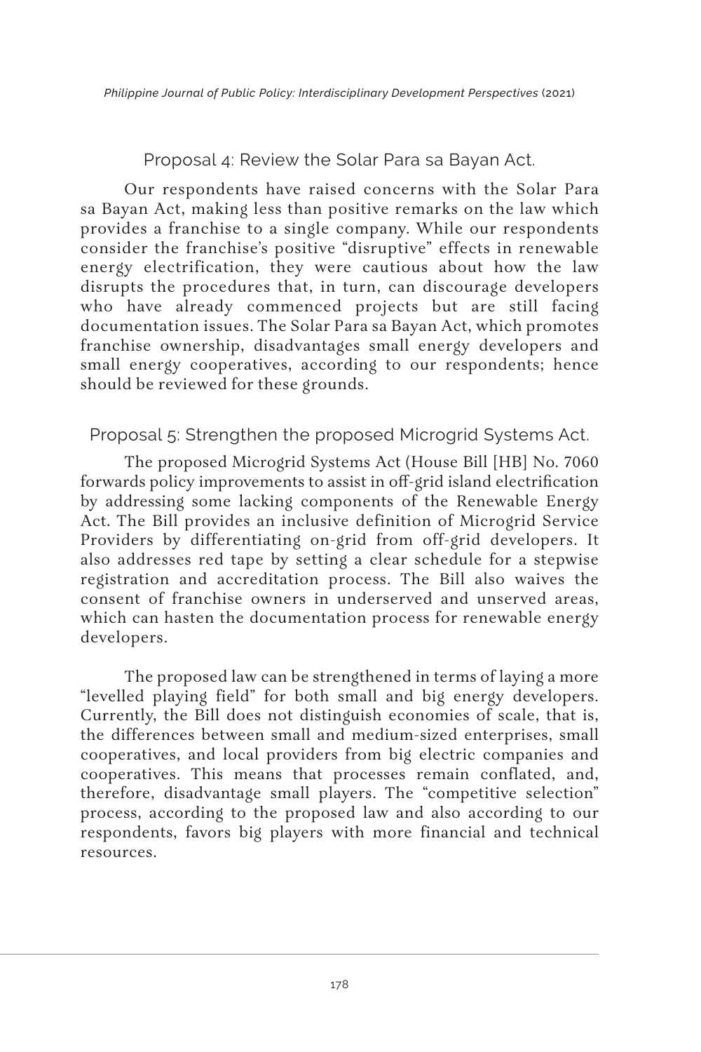### Proposal 4: Review the Solar Para sa Bayan Act.

Our respondents have raised concerns with the Solar Para sa Bayan Act, making less than positive remarks on the law which provides a franchise to a single company. While our respondents consider the franchise's positive "disruptive" effects in renewable energy electrification, they were cautious about how the law disrupts the procedures that, in turn, can discourage developers who have already commenced projects but are still facing documentation issues. The Solar Para sa Bayan Act, which promotes franchise ownership, disadvantages small energy developers and small energy cooperatives, according to our respondents; hence should be reviewed for these grounds.

### Proposal 5: Strengthen the proposed Microgrid Systems Act.

The proposed Microgrid Systems Act (House Bill [HB] No. 7060 forwards policy improvements to assist in off-grid island electrification by addressing some lacking components of the Renewable Energy Act. The Bill provides an inclusive definition of Microgrid Service Providers by differentiating on-grid from off-grid developers. It also addresses red tape by setting a clear schedule for a stepwise registration and accreditation process. The Bill also waives the consent of franchise owners in underserved and unserved areas, which can hasten the documentation process for renewable energy developers.

The proposed law can be strengthened in terms of laying a more "levelled playing field" for both small and big energy developers. Currently, the Bill does not distinguish economies of scale, that is, the differences between small and medium-sized enterprises, small cooperatives, and local providers from big electric companies and cooperatives. This means that processes remain conflated, and, therefore, disadvantage small players. The "competitive selection" process, according to the proposed law and also according to our respondents, favors big players with more financial and technical resources.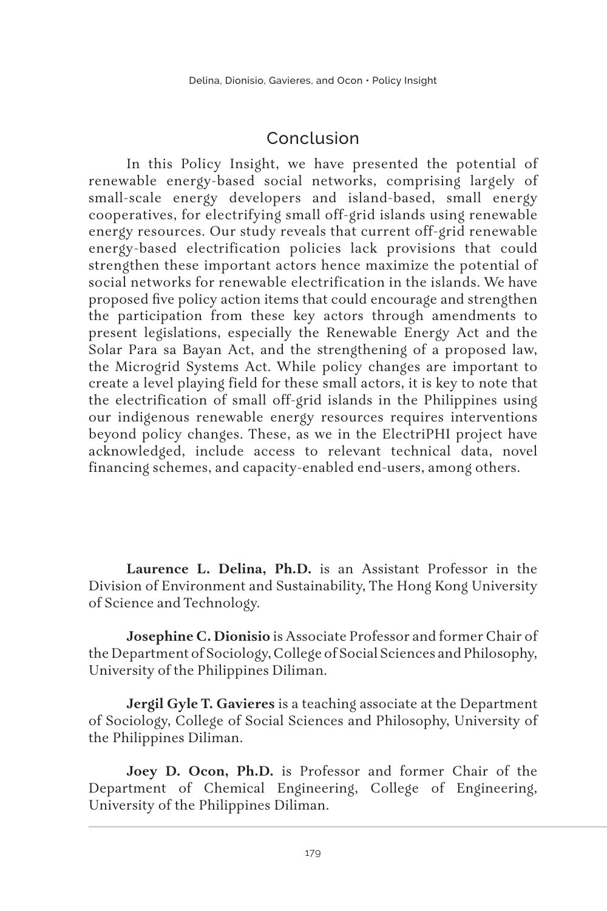## Conclusion

In this Policy Insight, we have presented the potential of renewable energy-based social networks, comprising largely of small-scale energy developers and island-based, small energy cooperatives, for electrifying small off-grid islands using renewable energy resources. Our study reveals that current off-grid renewable energy-based electrification policies lack provisions that could strengthen these important actors hence maximize the potential of social networks for renewable electrification in the islands. We have proposed five policy action items that could encourage and strengthen the participation from these key actors through amendments to present legislations, especially the Renewable Energy Act and the Solar Para sa Bayan Act, and the strengthening of a proposed law, the Microgrid Systems Act. While policy changes are important to create a level playing field for these small actors, it is key to note that the electrification of small off-grid islands in the Philippines using our indigenous renewable energy resources requires interventions beyond policy changes. These, as we in the ElectriPHI project have acknowledged, include access to relevant technical data, novel financing schemes, and capacity-enabled end-users, among others.

**Laurence L. Delina, Ph.D.** is an Assistant Professor in the Division of Environment and Sustainability, The Hong Kong University of Science and Technology.

**Josephine C. Dionisio** is Associate Professor and former Chair of the Department of Sociology, College of Social Sciences and Philosophy, University of the Philippines Diliman.

**Jergil Gyle T. Gavieres** is a teaching associate at the Department of Sociology, College of Social Sciences and Philosophy, University of the Philippines Diliman.

**Joey D. Ocon, Ph.D.** is Professor and former Chair of the Department of Chemical Engineering, College of Engineering, University of the Philippines Diliman.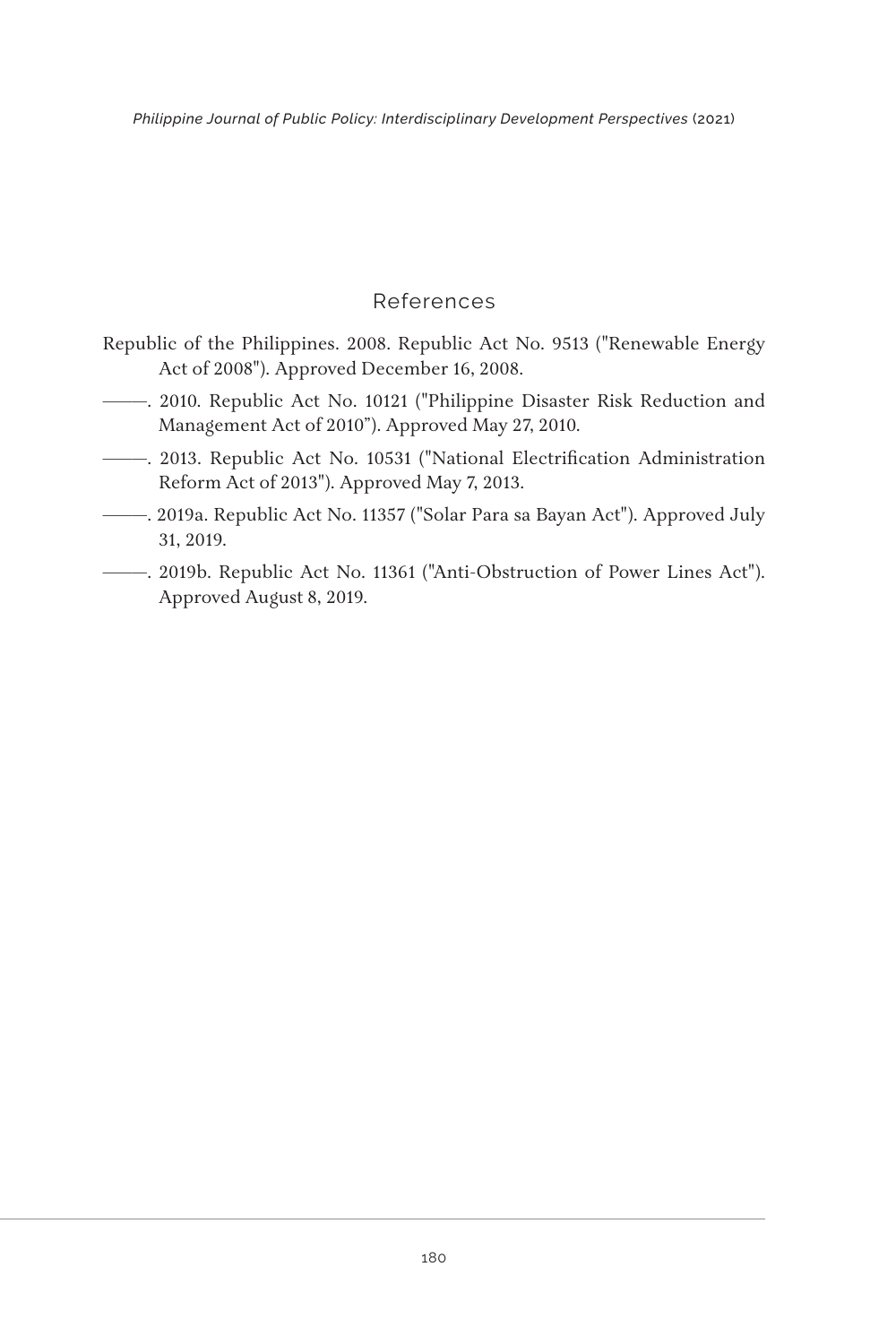## References

Republic of the Philippines. 2008. Republic Act No. 9513 ("Renewable Energy Act of 2008"). Approved December 16, 2008.

———. 2010. Republic Act No. 10121 ("Philippine Disaster Risk Reduction and Management Act of 2010"). Approved May 27, 2010.

———. 2013. Republic Act No. 10531 ("National Electrification Administration Reform Act of 2013"). Approved May 7, 2013.

———. 2019a. Republic Act No. 11357 ("Solar Para sa Bayan Act"). Approved July 31, 2019.

———. 2019b. Republic Act No. 11361 ("Anti-Obstruction of Power Lines Act"). Approved August 8, 2019.